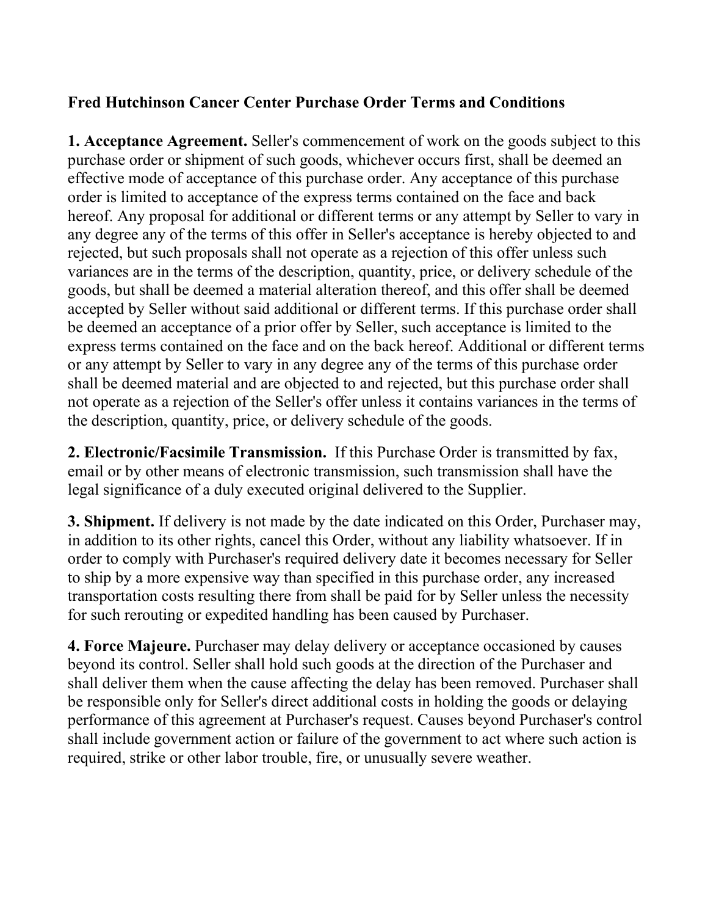**Fred Hutchinson Cancer Center Purchase Order Terms and Conditions**

**1. Acceptance Agreement.** Seller's commencement of work on the goods subject to this purchase order or shipment of such goods, whichever occurs first, shall be deemed an effective mode of acceptance of this purchase order. Any acceptance of this purchase order is limited to acceptance of the express terms contained on the face and back hereof. Any proposal for additional or different terms or any attempt by Seller to vary in any degree any of the terms of this offer in Seller's acceptance is hereby objected to and rejected, but such proposals shall not operate as a rejection of this offer unless such variances are in the terms of the description, quantity, price, or delivery schedule of the goods, but shall be deemed a material alteration thereof, and this offer shall be deemed accepted by Seller without said additional or different terms. If this purchase order shall be deemed an acceptance of a prior offer by Seller, such acceptance is limited to the express terms contained on the face and on the back hereof. Additional or different terms or any attempt by Seller to vary in any degree any of the terms of this purchase order shall be deemed material and are objected to and rejected, but this purchase order shall not operate as a rejection of the Seller's offer unless it contains variances in the terms of the description, quantity, price, or delivery schedule of the goods.

**2. Electronic/Facsimile Transmission.** If this Purchase Order is transmitted by fax, email or by other means of electronic transmission, such transmission shall have the legal significance of a duly executed original delivered to the Supplier.

**3. Shipment.** If delivery is not made by the date indicated on this Order, Purchaser may, in addition to its other rights, cancel this Order, without any liability whatsoever. If in order to comply with Purchaser's required delivery date it becomes necessary for Seller to ship by a more expensive way than specified in this purchase order, any increased transportation costs resulting there from shall be paid for by Seller unless the necessity for such rerouting or expedited handling has been caused by Purchaser.

**4. Force Majeure.** Purchaser may delay delivery or acceptance occasioned by causes beyond its control. Seller shall hold such goods at the direction of the Purchaser and shall deliver them when the cause affecting the delay has been removed. Purchaser shall be responsible only for Seller's direct additional costs in holding the goods or delaying performance of this agreement at Purchaser's request. Causes beyond Purchaser's control shall include government action or failure of the government to act where such action is required, strike or other labor trouble, fire, or unusually severe weather.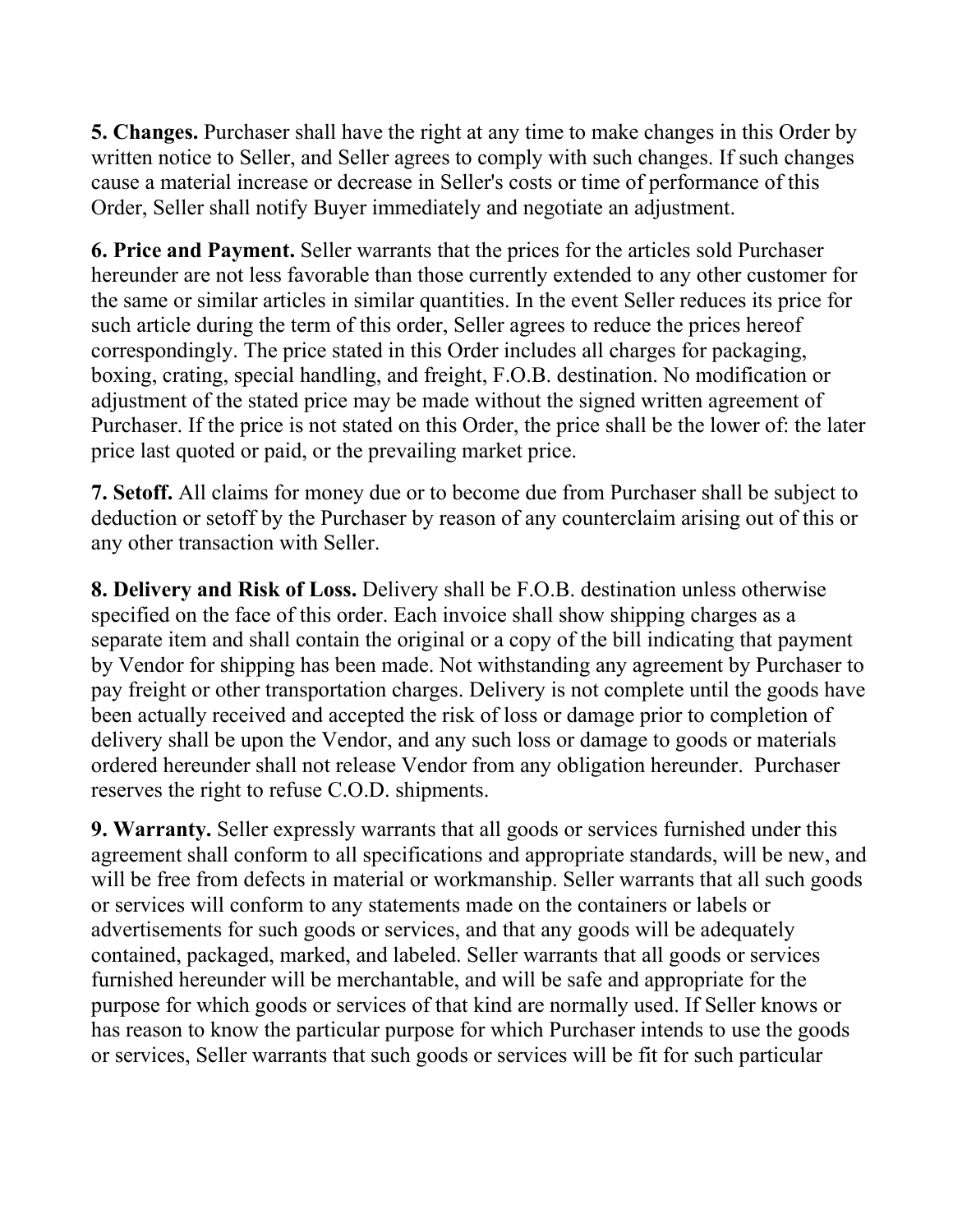**5. Changes.** Purchaser shall have the right at any time to make changes in this Order by written notice to Seller, and Seller agrees to comply with such changes. If such changes cause a material increase or decrease in Seller's costs or time of performance of this Order, Seller shall notify Buyer immediately and negotiate an adjustment.

**6. Price and Payment.** Seller warrants that the prices for the articles sold Purchaser hereunder are not less favorable than those currently extended to any other customer for the same or similar articles in similar quantities. In the event Seller reduces its price for such article during the term of this order, Seller agrees to reduce the prices hereof correspondingly. The price stated in this Order includes all charges for packaging, boxing, crating, special handling, and freight, F.O.B. destination. No modification or adjustment of the stated price may be made without the signed written agreement of Purchaser. If the price is not stated on this Order, the price shall be the lower of: the later price last quoted or paid, or the prevailing market price.

**7. Setoff.** All claims for money due or to become due from Purchaser shall be subject to deduction or setoff by the Purchaser by reason of any counterclaim arising out of this or any other transaction with Seller.

**8. Delivery and Risk of Loss.** Delivery shall be F.O.B. destination unless otherwise specified on the face of this order. Each invoice shall show shipping charges as a separate item and shall contain the original or a copy of the bill indicating that payment by Vendor for shipping has been made. Not withstanding any agreement by Purchaser to pay freight or other transportation charges. Delivery is not complete until the goods have been actually received and accepted the risk of loss or damage prior to completion of delivery shall be upon the Vendor, and any such loss or damage to goods or materials ordered hereunder shall not release Vendor from any obligation hereunder. Purchaser reserves the right to refuse C.O.D. shipments.

**9. Warranty.** Seller expressly warrants that all goods or services furnished under this agreement shall conform to all specifications and appropriate standards, will be new, and will be free from defects in material or workmanship. Seller warrants that all such goods or services will conform to any statements made on the containers or labels or advertisements for such goods or services, and that any goods will be adequately contained, packaged, marked, and labeled. Seller warrants that all goods or services furnished hereunder will be merchantable, and will be safe and appropriate for the purpose for which goods or services of that kind are normally used. If Seller knows or has reason to know the particular purpose for which Purchaser intends to use the goods or services, Seller warrants that such goods or services will be fit for such particular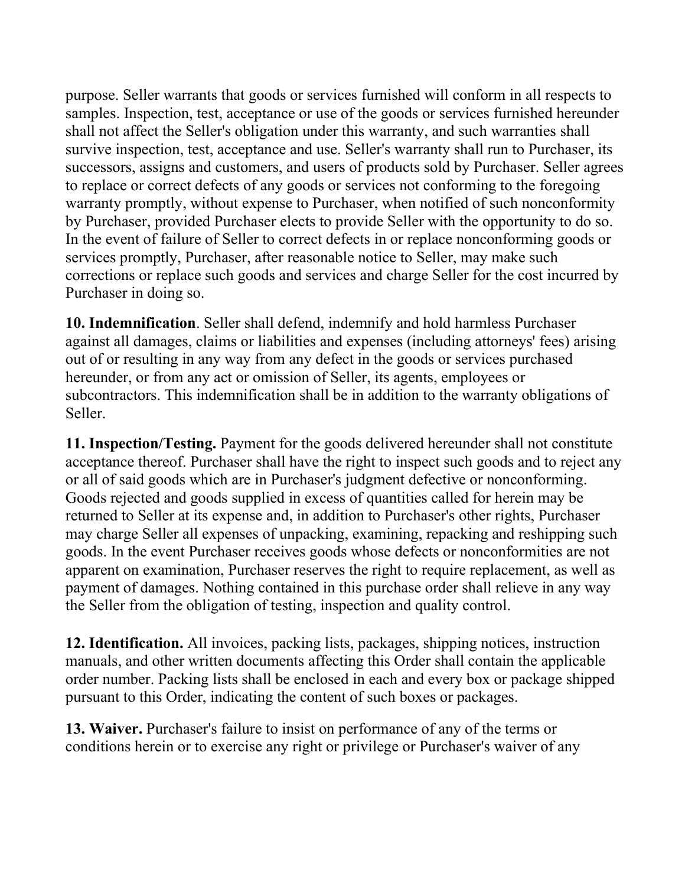purpose. Seller warrants that goods or services furnished will conform in all respects to samples. Inspection, test, acceptance or use of the goods or services furnished hereunder shall not affect the Seller's obligation under this warranty, and such warranties shall survive inspection, test, acceptance and use. Seller's warranty shall run to Purchaser, its successors, assigns and customers, and users of products sold by Purchaser. Seller agrees to replace or correct defects of any goods or services not conforming to the foregoing warranty promptly, without expense to Purchaser, when notified of such nonconformity by Purchaser, provided Purchaser elects to provide Seller with the opportunity to do so. In the event of failure of Seller to correct defects in or replace nonconforming goods or services promptly, Purchaser, after reasonable notice to Seller, may make such corrections or replace such goods and services and charge Seller for the cost incurred by Purchaser in doing so.

**10. Indemnification**. Seller shall defend, indemnify and hold harmless Purchaser against all damages, claims or liabilities and expenses (including attorneys' fees) arising out of or resulting in any way from any defect in the goods or services purchased hereunder, or from any act or omission of Seller, its agents, employees or subcontractors. This indemnification shall be in addition to the warranty obligations of Seller.

**11. Inspection/Testing.** Payment for the goods delivered hereunder shall not constitute acceptance thereof. Purchaser shall have the right to inspect such goods and to reject any or all of said goods which are in Purchaser's judgment defective or nonconforming. Goods rejected and goods supplied in excess of quantities called for herein may be returned to Seller at its expense and, in addition to Purchaser's other rights, Purchaser may charge Seller all expenses of unpacking, examining, repacking and reshipping such goods. In the event Purchaser receives goods whose defects or nonconformities are not apparent on examination, Purchaser reserves the right to require replacement, as well as payment of damages. Nothing contained in this purchase order shall relieve in any way the Seller from the obligation of testing, inspection and quality control.

**12. Identification.** All invoices, packing lists, packages, shipping notices, instruction manuals, and other written documents affecting this Order shall contain the applicable order number. Packing lists shall be enclosed in each and every box or package shipped pursuant to this Order, indicating the content of such boxes or packages.

**13. Waiver.** Purchaser's failure to insist on performance of any of the terms or conditions herein or to exercise any right or privilege or Purchaser's waiver of any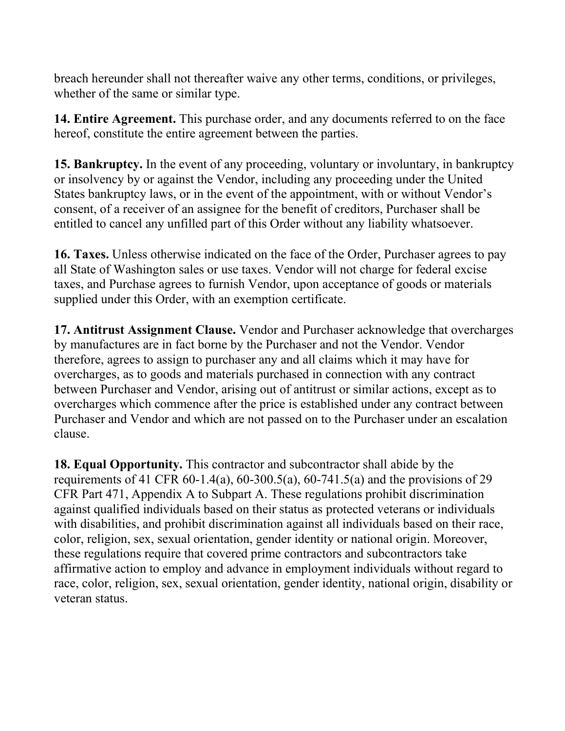breach hereunder shall not thereafter waive any other terms, conditions, or privileges, whether of the same or similar type.

**14. Entire Agreement.** This purchase order, and any documents referred to on the face hereof, constitute the entire agreement between the parties.

**15. Bankruptcy.** In the event of any proceeding, voluntary or involuntary, in bankruptcy or insolvency by or against the Vendor, including any proceeding under the United States bankruptcy laws, or in the event of the appointment, with or without Vendor's consent, of a receiver of an assignee for the benefit of creditors, Purchaser shall be entitled to cancel any unfilled part of this Order without any liability whatsoever.

**16. Taxes.** Unless otherwise indicated on the face of the Order, Purchaser agrees to pay all State of Washington sales or use taxes. Vendor will not charge for federal excise taxes, and Purchase agrees to furnish Vendor, upon acceptance of goods or materials supplied under this Order, with an exemption certificate.

**17. Antitrust Assignment Clause.** Vendor and Purchaser acknowledge that overcharges by manufactures are in fact borne by the Purchaser and not the Vendor. Vendor therefore, agrees to assign to purchaser any and all claims which it may have for overcharges, as to goods and materials purchased in connection with any contract between Purchaser and Vendor, arising out of antitrust or similar actions, except as to overcharges which commence after the price is established under any contract between Purchaser and Vendor and which are not passed on to the Purchaser under an escalation clause.

**18. Equal Opportunity.** This contractor and subcontractor shall abide by the requirements of 41 CFR 60-1.4(a), 60-300.5(a), 60-741.5(a) and the provisions of 29 CFR Part 471, Appendix A to Subpart A. These regulations prohibit discrimination against qualified individuals based on their status as protected veterans or individuals with disabilities, and prohibit discrimination against all individuals based on their race, color, religion, sex, sexual orientation, gender identity or national origin. Moreover, these regulations require that covered prime contractors and subcontractors take affirmative action to employ and advance in employment individuals without regard to race, color, religion, sex, sexual orientation, gender identity, national origin, disability or veteran status.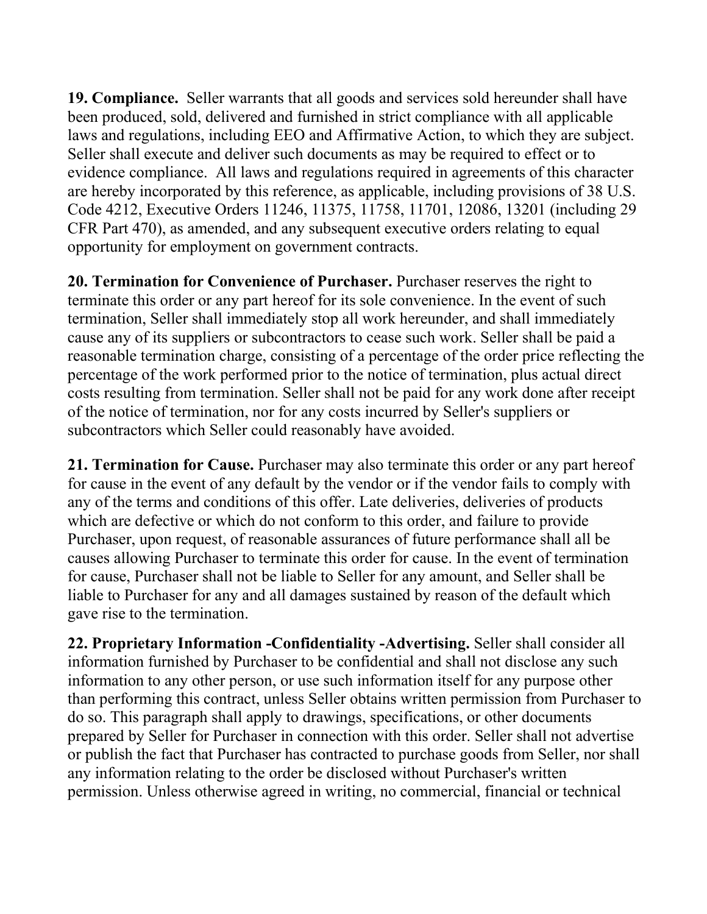**19. Compliance.** Seller warrants that all goods and services sold hereunder shall have been produced, sold, delivered and furnished in strict compliance with all applicable laws and regulations, including EEO and Affirmative Action, to which they are subject. Seller shall execute and deliver such documents as may be required to effect or to evidence compliance. All laws and regulations required in agreements of this character are hereby incorporated by this reference, as applicable, including provisions of 38 U.S. Code 4212, Executive Orders 11246, 11375, 11758, 11701, 12086, 13201 (including 29 CFR Part 470), as amended, and any subsequent executive orders relating to equal opportunity for employment on government contracts.

**20. Termination for Convenience of Purchaser.** Purchaser reserves the right to terminate this order or any part hereof for its sole convenience. In the event of such termination, Seller shall immediately stop all work hereunder, and shall immediately cause any of its suppliers or subcontractors to cease such work. Seller shall be paid a reasonable termination charge, consisting of a percentage of the order price reflecting the percentage of the work performed prior to the notice of termination, plus actual direct costs resulting from termination. Seller shall not be paid for any work done after receipt of the notice of termination, nor for any costs incurred by Seller's suppliers or subcontractors which Seller could reasonably have avoided.

**21. Termination for Cause.** Purchaser may also terminate this order or any part hereof for cause in the event of any default by the vendor or if the vendor fails to comply with any of the terms and conditions of this offer. Late deliveries, deliveries of products which are defective or which do not conform to this order, and failure to provide Purchaser, upon request, of reasonable assurances of future performance shall all be causes allowing Purchaser to terminate this order for cause. In the event of termination for cause, Purchaser shall not be liable to Seller for any amount, and Seller shall be liable to Purchaser for any and all damages sustained by reason of the default which gave rise to the termination.

**22. Proprietary Information -Confidentiality -Advertising.** Seller shall consider all information furnished by Purchaser to be confidential and shall not disclose any such information to any other person, or use such information itself for any purpose other than performing this contract, unless Seller obtains written permission from Purchaser to do so. This paragraph shall apply to drawings, specifications, or other documents prepared by Seller for Purchaser in connection with this order. Seller shall not advertise or publish the fact that Purchaser has contracted to purchase goods from Seller, nor shall any information relating to the order be disclosed without Purchaser's written permission. Unless otherwise agreed in writing, no commercial, financial or technical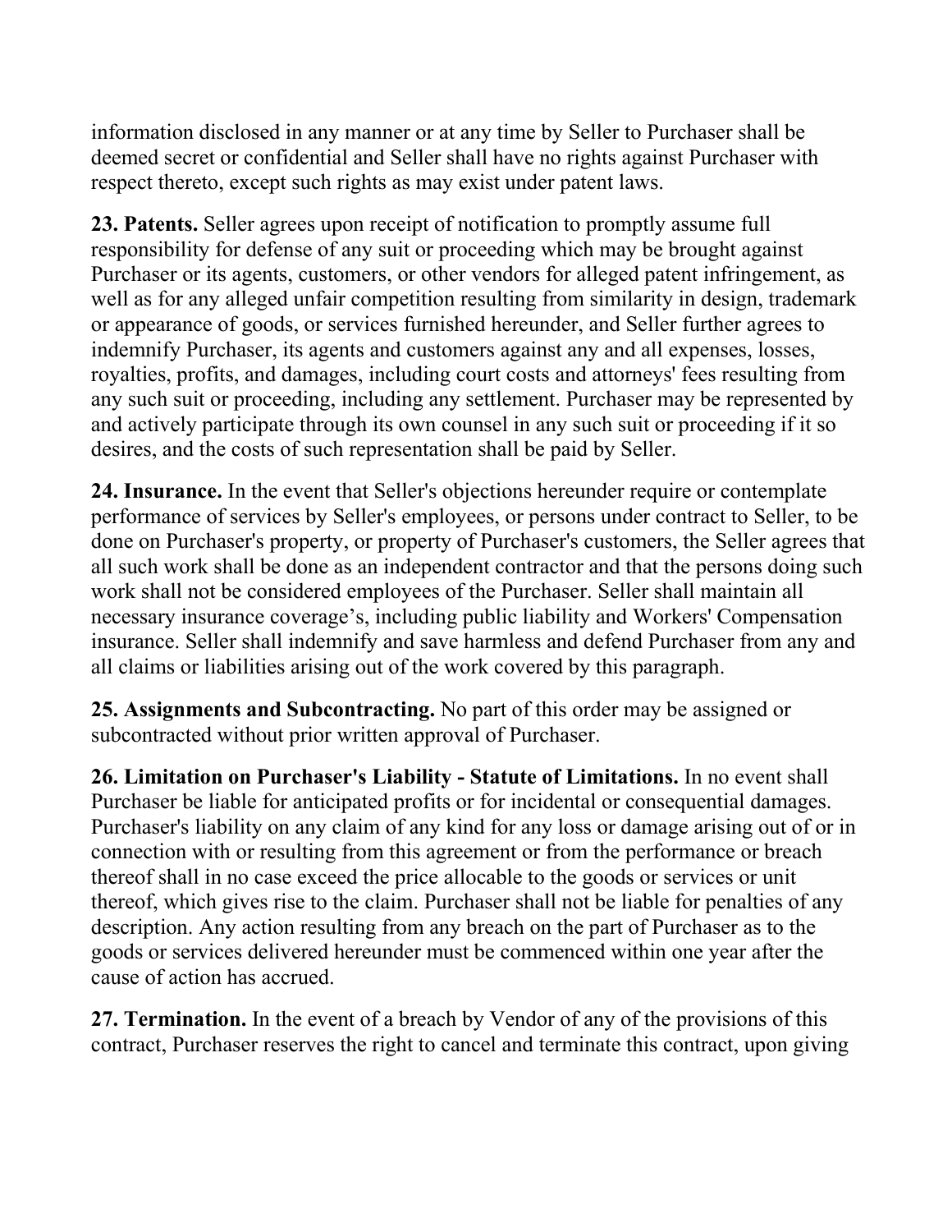information disclosed in any manner or at any time by Seller to Purchaser shall be deemed secret or confidential and Seller shall have no rights against Purchaser with respect thereto, except such rights as may exist under patent laws.

**23. Patents.** Seller agrees upon receipt of notification to promptly assume full responsibility for defense of any suit or proceeding which may be brought against Purchaser or its agents, customers, or other vendors for alleged patent infringement, as well as for any alleged unfair competition resulting from similarity in design, trademark or appearance of goods, or services furnished hereunder, and Seller further agrees to indemnify Purchaser, its agents and customers against any and all expenses, losses, royalties, profits, and damages, including court costs and attorneys' fees resulting from any such suit or proceeding, including any settlement. Purchaser may be represented by and actively participate through its own counsel in any such suit or proceeding if it so desires, and the costs of such representation shall be paid by Seller.

**24. Insurance.** In the event that Seller's objections hereunder require or contemplate performance of services by Seller's employees, or persons under contract to Seller, to be done on Purchaser's property, or property of Purchaser's customers, the Seller agrees that all such work shall be done as an independent contractor and that the persons doing such work shall not be considered employees of the Purchaser. Seller shall maintain all necessary insurance coverage's, including public liability and Workers' Compensation insurance. Seller shall indemnify and save harmless and defend Purchaser from any and all claims or liabilities arising out of the work covered by this paragraph.

**25. Assignments and Subcontracting.** No part of this order may be assigned or subcontracted without prior written approval of Purchaser.

**26. Limitation on Purchaser's Liability - Statute of Limitations.** In no event shall Purchaser be liable for anticipated profits or for incidental or consequential damages. Purchaser's liability on any claim of any kind for any loss or damage arising out of or in connection with or resulting from this agreement or from the performance or breach thereof shall in no case exceed the price allocable to the goods or services or unit thereof, which gives rise to the claim. Purchaser shall not be liable for penalties of any description. Any action resulting from any breach on the part of Purchaser as to the goods or services delivered hereunder must be commenced within one year after the cause of action has accrued.

**27. Termination.** In the event of a breach by Vendor of any of the provisions of this contract, Purchaser reserves the right to cancel and terminate this contract, upon giving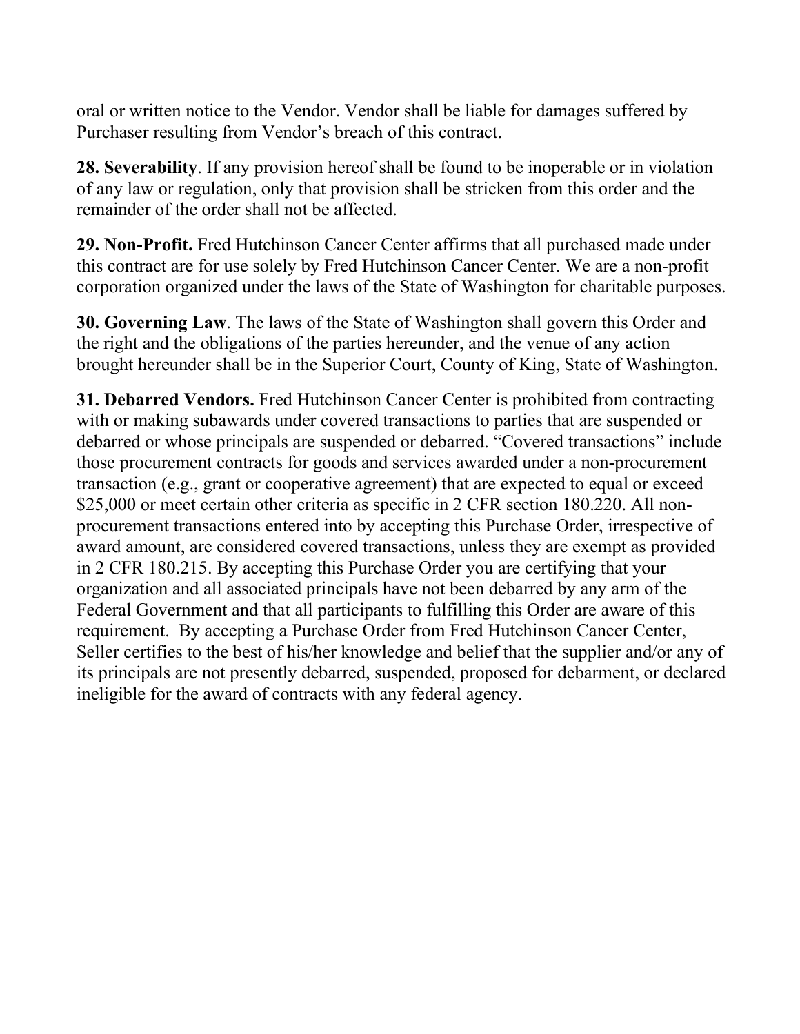oral or written notice to the Vendor. Vendor shall be liable for damages suffered by Purchaser resulting from Vendor's breach of this contract.

**28. Severability**. If any provision hereof shall be found to be inoperable or in violation of any law or regulation, only that provision shall be stricken from this order and the remainder of the order shall not be affected.

**29. Non-Profit.** Fred Hutchinson Cancer Center affirms that all purchased made under this contract are for use solely by Fred Hutchinson Cancer Center. We are a non-profit corporation organized under the laws of the State of Washington for charitable purposes.

**30. Governing Law**. The laws of the State of Washington shall govern this Order and the right and the obligations of the parties hereunder, and the venue of any action brought hereunder shall be in the Superior Court, County of King, State of Washington.

**31. Debarred Vendors.** Fred Hutchinson Cancer Center is prohibited from contracting with or making subawards under covered transactions to parties that are suspended or debarred or whose principals are suspended or debarred. "Covered transactions" include those procurement contracts for goods and services awarded under a non-procurement transaction (e.g., grant or cooperative agreement) that are expected to equal or exceed $25,000 or meet certain other criteria as specific in 2 CFR section 180.220. All non-procurement transactions entered into by accepting this Purchase Order, irrespective of award amount, are considered covered transactions, unless they are exempt as provided in 2 CFR 180.215. By accepting this Purchase Order you are certifying that your organization and all associated principals have not been debarred by any arm of the Federal Government and that all participants to fulfilling this Order are aware of this requirement. By accepting a Purchase Order from Fred Hutchinson Cancer Center, Seller certifies to the best of his/her knowledge and belief that the supplier and/or any of its principals are not presently debarred, suspended, proposed for debarment, or declared ineligible for the award of contracts with any federal agency.